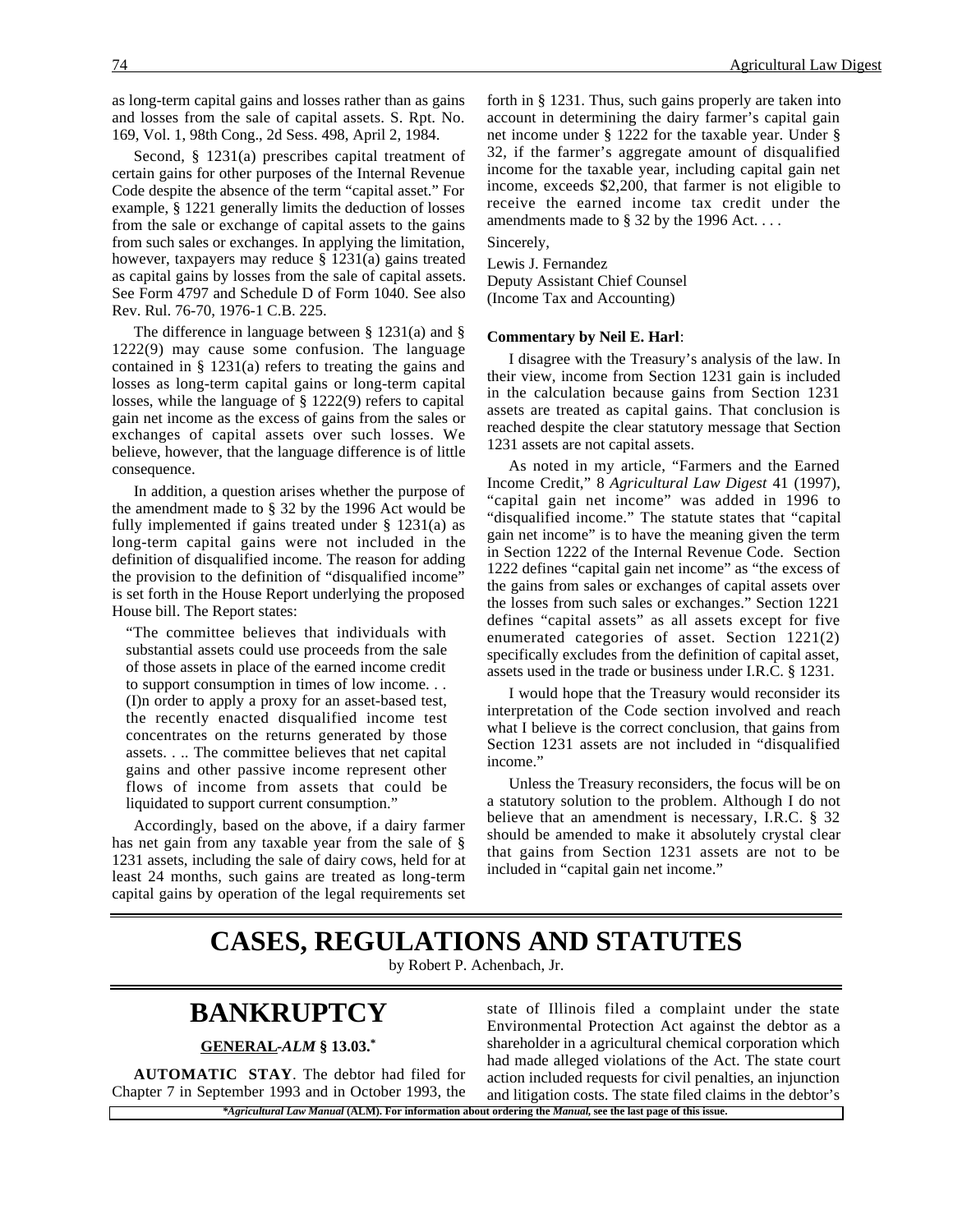as long-term capital gains and losses rather than as gains and losses from the sale of capital assets. S. Rpt. No. 169, Vol. 1, 98th Cong., 2d Sess. 498, April 2, 1984.

Second, § 1231(a) prescribes capital treatment of certain gains for other purposes of the Internal Revenue Code despite the absence of the term "capital asset." For example, § 1221 generally limits the deduction of losses from the sale or exchange of capital assets to the gains from such sales or exchanges. In applying the limitation, however, taxpayers may reduce § 1231(a) gains treated as capital gains by losses from the sale of capital assets. See Form 4797 and Schedule D of Form 1040. See also Rev. Rul. 76-70, 1976-1 C.B. 225.

The difference in language between § 1231(a) and § 1222(9) may cause some confusion. The language contained in § 1231(a) refers to treating the gains and losses as long-term capital gains or long-term capital losses, while the language of § 1222(9) refers to capital gain net income as the excess of gains from the sales or exchanges of capital assets over such losses. We believe, however, that the language difference is of little consequence.

In addition, a question arises whether the purpose of the amendment made to § 32 by the 1996 Act would be fully implemented if gains treated under § 1231(a) as long-term capital gains were not included in the definition of disqualified income. The reason for adding the provision to the definition of "disqualified income" is set forth in the House Report underlying the proposed House bill. The Report states:

> "The committee believes that individuals with substantial assets could use proceeds from the sale of those assets in place of the earned income credit to support consumption in times of low income. . . (I)n order to apply a proxy for an asset-based test, the recently enacted disqualified income test concentrates on the returns generated by those assets. . .. The committee believes that net capital gains and other passive income represent other flows of income from assets that could be liquidated to support current consumption."

Accordingly, based on the above, if a dairy farmer has net gain from any taxable year from the sale of § 1231 assets, including the sale of dairy cows, held for at least 24 months, such gains are treated as long-term capital gains by operation of the legal requirements set forth in § 1231. Thus, such gains properly are taken into account in determining the dairy farmer's capital gain net income under § 1222 for the taxable year. Under § 32, if the farmer's aggregate amount of disqualified income for the taxable year, including capital gain net income, exceeds $2,200, that farmer is not eligible to receive the earned income tax credit under the amendments made to § 32 by the 1996 Act. . . .

Sincerely,

Lewis J. Fernandez
Deputy Assistant Chief Counsel
(Income Tax and Accounting)

**Commentary by Neil E. Harl**:

I disagree with the Treasury's analysis of the law. In their view, income from Section 1231 gain is included in the calculation because gains from Section 1231 assets are treated as capital gains. That conclusion is reached despite the clear statutory message that Section 1231 assets are not capital assets.

As noted in my article, "Farmers and the Earned Income Credit," 8 *Agricultural Law Digest* 41 (1997), "capital gain net income" was added in 1996 to "disqualified income." The statute states that "capital gain net income" is to have the meaning given the term in Section 1222 of the Internal Revenue Code. Section 1222 defines "capital gain net income" as "the excess of the gains from sales or exchanges of capital assets over the losses from such sales or exchanges." Section 1221 defines "capital assets" as all assets except for five enumerated categories of asset. Section 1221(2) specifically excludes from the definition of capital asset, assets used in the trade or business under I.R.C. § 1231.

I would hope that the Treasury would reconsider its interpretation of the Code section involved and reach what I believe is the correct conclusion, that gains from Section 1231 assets are not included in "disqualified income."

Unless the Treasury reconsiders, the focus will be on a statutory solution to the problem. Although I do not believe that an amendment is necessary, I.R.C. § 32 should be amended to make it absolutely crystal clear that gains from Section 1231 assets are not to be included in "capital gain net income."

# CASES, REGULATIONS AND STATUTES

by Robert P. Achenbach, Jr.

## BANKRUPTCY

### GENERAL -*ALM* § 13.03.*

**AUTOMATIC STAY**. The debtor had filed for Chapter 7 in September 1993 and in October 1993, the state of Illinois filed a complaint under the state Environmental Protection Act against the debtor as a shareholder in a agricultural chemical corporation which had made alleged violations of the Act. The state court action included requests for civil penalties, an injunction and litigation costs. The state filed claims in the debtor's

**Agricultural Law Manual* (ALM). For information about ordering the *Manual*, see the last page of this issue.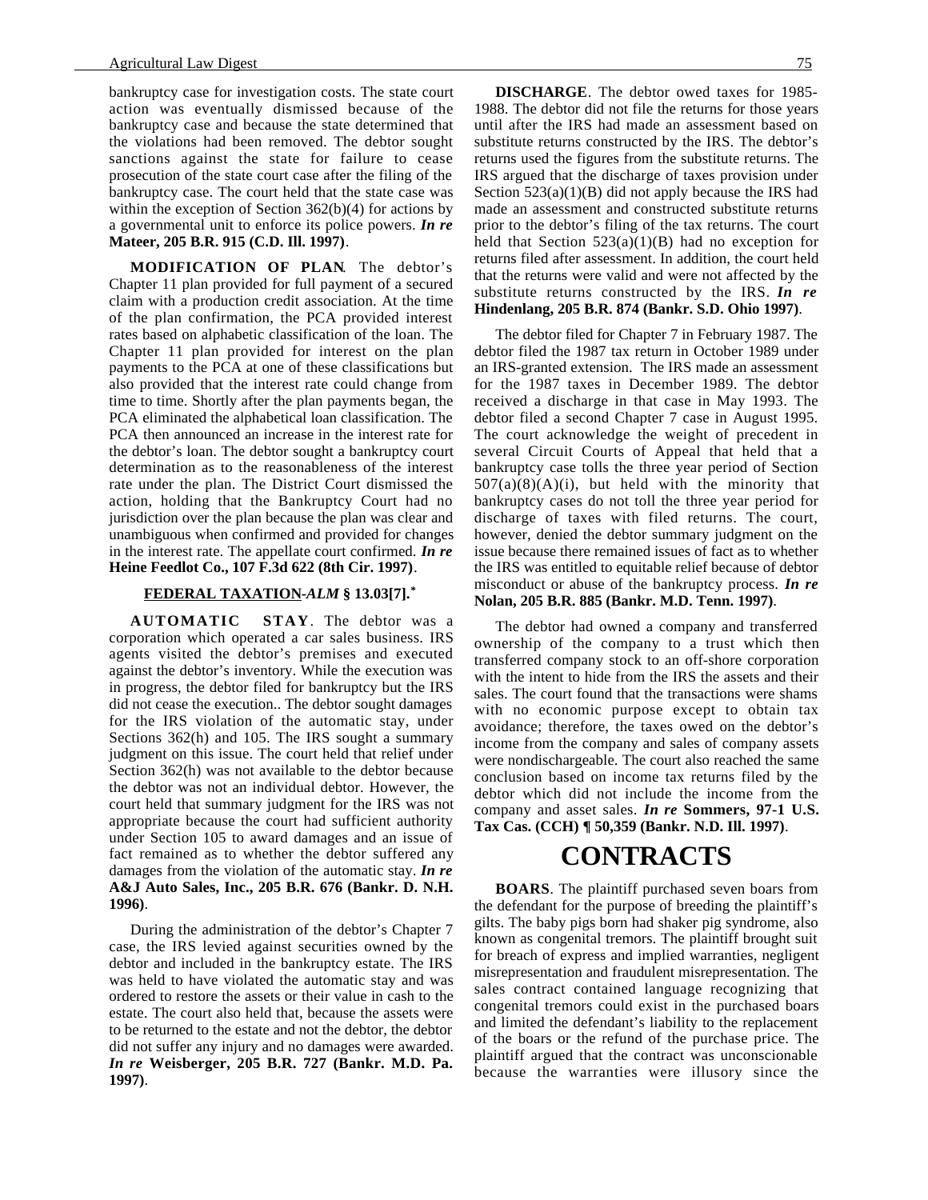bankruptcy case for investigation costs. The state court action was eventually dismissed because of the bankruptcy case and because the state determined that the violations had been removed. The debtor sought sanctions against the state for failure to cease prosecution of the state court case after the filing of the bankruptcy case. The court held that the state case was within the exception of Section 362(b)(4) for actions by a governmental unit to enforce its police powers. ***In re* Mateer, 205 B.R. 915 (C.D. Ill. 1997)**.

**MODIFICATION OF PLAN**. The debtor's Chapter 11 plan provided for full payment of a secured claim with a production credit association. At the time of the plan confirmation, the PCA provided interest rates based on alphabetic classification of the loan. The Chapter 11 plan provided for interest on the plan payments to the PCA at one of these classifications but also provided that the interest rate could change from time to time. Shortly after the plan payments began, the PCA eliminated the alphabetical loan classification. The PCA then announced an increase in the interest rate for the debtor's loan. The debtor sought a bankruptcy court determination as to the reasonableness of the interest rate under the plan. The District Court dismissed the action, holding that the Bankruptcy Court had no jurisdiction over the plan because the plan was clear and unambiguous when confirmed and provided for changes in the interest rate. The appellate court confirmed. ***In re* Heine Feedlot Co., 107 F.3d 622 (8th Cir. 1997)**.

### FEDERAL TAXATION-*ALM* § 13.03[7].*

**AUTOMATIC STAY**. The debtor was a corporation which operated a car sales business. IRS agents visited the debtor's premises and executed against the debtor's inventory. While the execution was in progress, the debtor filed for bankruptcy but the IRS did not cease the execution.. The debtor sought damages for the IRS violation of the automatic stay, under Sections 362(h) and 105. The IRS sought a summary judgment on this issue. The court held that relief under Section 362(h) was not available to the debtor because the debtor was not an individual debtor. However, the court held that summary judgment for the IRS was not appropriate because the court had sufficient authority under Section 105 to award damages and an issue of fact remained as to whether the debtor suffered any damages from the violation of the automatic stay. ***In re* A&J Auto Sales, Inc., 205 B.R. 676 (Bankr. D. N.H. 1996)**.

During the administration of the debtor's Chapter 7 case, the IRS levied against securities owned by the debtor and included in the bankruptcy estate. The IRS was held to have violated the automatic stay and was ordered to restore the assets or their value in cash to the estate. The court also held that, because the assets were to be returned to the estate and not the debtor, the debtor did not suffer any injury and no damages were awarded. ***In re* Weisberger, 205 B.R. 727 (Bankr. M.D. Pa. 1997)**.

**DISCHARGE**. The debtor owed taxes for 1985-1988. The debtor did not file the returns for those years until after the IRS had made an assessment based on substitute returns constructed by the IRS. The debtor's returns used the figures from the substitute returns. The IRS argued that the discharge of taxes provision under Section 523(a)(1)(B) did not apply because the IRS had made an assessment and constructed substitute returns prior to the debtor's filing of the tax returns. The court held that Section 523(a)(1)(B) had no exception for returns filed after assessment. In addition, the court held that the returns were valid and were not affected by the substitute returns constructed by the IRS. ***In re* Hindenlang, 205 B.R. 874 (Bankr. S.D. Ohio 1997)**.

The debtor filed for Chapter 7 in February 1987. The debtor filed the 1987 tax return in October 1989 under an IRS-granted extension. The IRS made an assessment for the 1987 taxes in December 1989. The debtor received a discharge in that case in May 1993. The debtor filed a second Chapter 7 case in August 1995. The court acknowledge the weight of precedent in several Circuit Courts of Appeal that held that a bankruptcy case tolls the three year period of Section 507(a)(8)(A)(i), but held with the minority that bankruptcy cases do not toll the three year period for discharge of taxes with filed returns. The court, however, denied the debtor summary judgment on the issue because there remained issues of fact as to whether the IRS was entitled to equitable relief because of debtor misconduct or abuse of the bankruptcy process. ***In re* Nolan, 205 B.R. 885 (Bankr. M.D. Tenn. 1997)**.

The debtor had owned a company and transferred ownership of the company to a trust which then transferred company stock to an off-shore corporation with the intent to hide from the IRS the assets and their sales. The court found that the transactions were shams with no economic purpose except to obtain tax avoidance; therefore, the taxes owed on the debtor's income from the company and sales of company assets were nondischargeable. The court also reached the same conclusion based on income tax returns filed by the debtor which did not include the income from the company and asset sales. ***In re* Sommers, 97-1 U.S. Tax Cas. (CCH) ¶ 50,359 (Bankr. N.D. Ill. 1997)**.

# CONTRACTS

**BOARS**. The plaintiff purchased seven boars from the defendant for the purpose of breeding the plaintiff's gilts. The baby pigs born had shaker pig syndrome, also known as congenital tremors. The plaintiff brought suit for breach of express and implied warranties, negligent misrepresentation and fraudulent misrepresentation. The sales contract contained language recognizing that congenital tremors could exist in the purchased boars and limited the defendant's liability to the replacement of the boars or the refund of the purchase price. The plaintiff argued that the contract was unconscionable because the warranties were illusory since the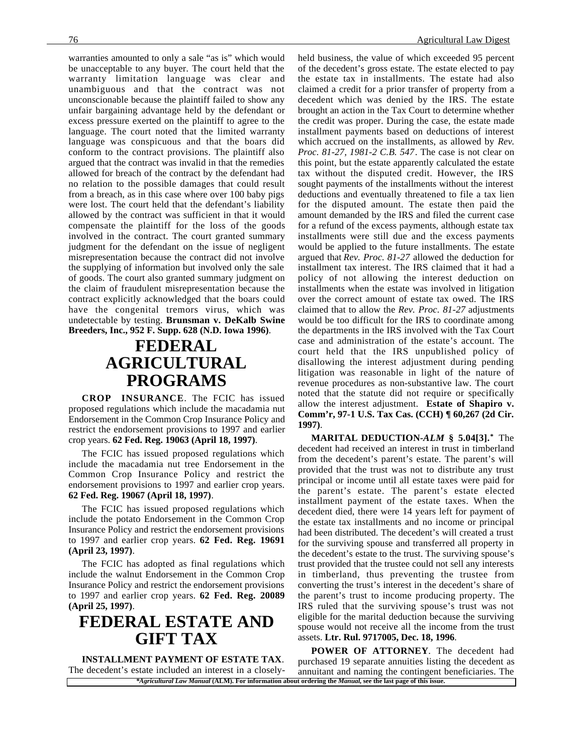warranties amounted to only a sale "as is" which would be unacceptable to any buyer. The court held that the warranty limitation language was clear and unambiguous and that the contract was not unconscionable because the plaintiff failed to show any unfair bargaining advantage held by the defendant or excess pressure exerted on the plaintiff to agree to the language. The court noted that the limited warranty language was conspicuous and that the boars did conform to the contract provisions. The plaintiff also argued that the contract was invalid in that the remedies allowed for breach of the contract by the defendant had no relation to the possible damages that could result from a breach, as in this case where over 100 baby pigs were lost. The court held that the defendant's liability allowed by the contract was sufficient in that it would compensate the plaintiff for the loss of the goods involved in the contract. The court granted summary judgment for the defendant on the issue of negligent misrepresentation because the contract did not involve the supplying of information but involved only the sale of goods. The court also granted summary judgment on the claim of fraudulent misrepresentation because the contract explicitly acknowledged that the boars could have the congenital tremors virus, which was undetectable by testing. **Brunsman v. DeKalb Swine Breeders, Inc., 952 F. Supp. 628 (N.D. Iowa 1996)**.

# FEDERAL AGRICULTURAL PROGRAMS

**CROP INSURANCE**. The FCIC has issued proposed regulations which include the macadamia nut Endorsement in the Common Crop Insurance Policy and restrict the endorsement provisions to 1997 and earlier crop years. **62 Fed. Reg. 19063 (April 18, 1997)**.

The FCIC has issued proposed regulations which include the macadamia nut tree Endorsement in the Common Crop Insurance Policy and restrict the endorsement provisions to 1997 and earlier crop years. **62 Fed. Reg. 19067 (April 18, 1997)**.

The FCIC has issued proposed regulations which include the potato Endorsement in the Common Crop Insurance Policy and restrict the endorsement provisions to 1997 and earlier crop years. **62 Fed. Reg. 19691 (April 23, 1997)**.

The FCIC has adopted as final regulations which include the walnut Endorsement in the Common Crop Insurance Policy and restrict the endorsement provisions to 1997 and earlier crop years. **62 Fed. Reg. 20089 (April 25, 1997)**.

# FEDERAL ESTATE AND GIFT TAX

**INSTALLMENT PAYMENT OF ESTATE TAX**. The decedent's estate included an interest in a closely-held business, the value of which exceeded 95 percent of the decedent's gross estate. The estate elected to pay the estate tax in installments. The estate had also claimed a credit for a prior transfer of property from a decedent which was denied by the IRS. The estate brought an action in the Tax Court to determine whether the credit was proper. During the case, the estate made installment payments based on deductions of interest which accrued on the installments, as allowed by *Rev. Proc. 81-27, 1981-2 C.B. 547*. The case is not clear on this point, but the estate apparently calculated the estate tax without the disputed credit. However, the IRS sought payments of the installments without the interest deductions and eventually threatened to file a tax lien for the disputed amount. The estate then paid the amount demanded by the IRS and filed the current case for a refund of the excess payments, although estate tax installments were still due and the excess payments would be applied to the future installments. The estate argued that *Rev. Proc. 81-27* allowed the deduction for installment tax interest. The IRS claimed that it had a policy of not allowing the interest deduction on installments when the estate was involved in litigation over the correct amount of estate tax owed. The IRS claimed that to allow the *Rev. Proc. 81-27* adjustments would be too difficult for the IRS to coordinate among the departments in the IRS involved with the Tax Court case and administration of the estate's account. The court held that the IRS unpublished policy of disallowing the interest adjustment during pending litigation was reasonable in light of the nature of revenue procedures as non-substantive law. The court noted that the statute did not require or specifically allow the interest adjustment. **Estate of Shapiro v. Comm'r, 97-1 U.S. Tax Cas. (CCH) ¶ 60,267 (2d Cir. 1997)**.

**MARITAL DEDUCTION-*ALM* § 5.04[3].*** The decedent had received an interest in trust in timberland from the decedent's parent's estate. The parent's will provided that the trust was not to distribute any trust principal or income until all estate taxes were paid for the parent's estate. The parent's estate elected installment payment of the estate taxes. When the decedent died, there were 14 years left for payment of the estate tax installments and no income or principal had been distributed. The decedent's will created a trust for the surviving spouse and transferred all property in the decedent's estate to the trust. The surviving spouse's trust provided that the trustee could not sell any interests in timberland, thus preventing the trustee from converting the trust's interest in the decedent's share of the parent's trust to income producing property. The IRS ruled that the surviving spouse's trust was not eligible for the marital deduction because the surviving spouse would not receive all the income from the trust assets. **Ltr. Rul. 9717005, Dec. 18, 1996**.

**POWER OF ATTORNEY**. The decedent had purchased 19 separate annuities listing the decedent as annuitant and naming the contingent beneficiaries. The

**Agricultural Law Manual* (ALM). For information about ordering the *Manual*, see the last page of this issue.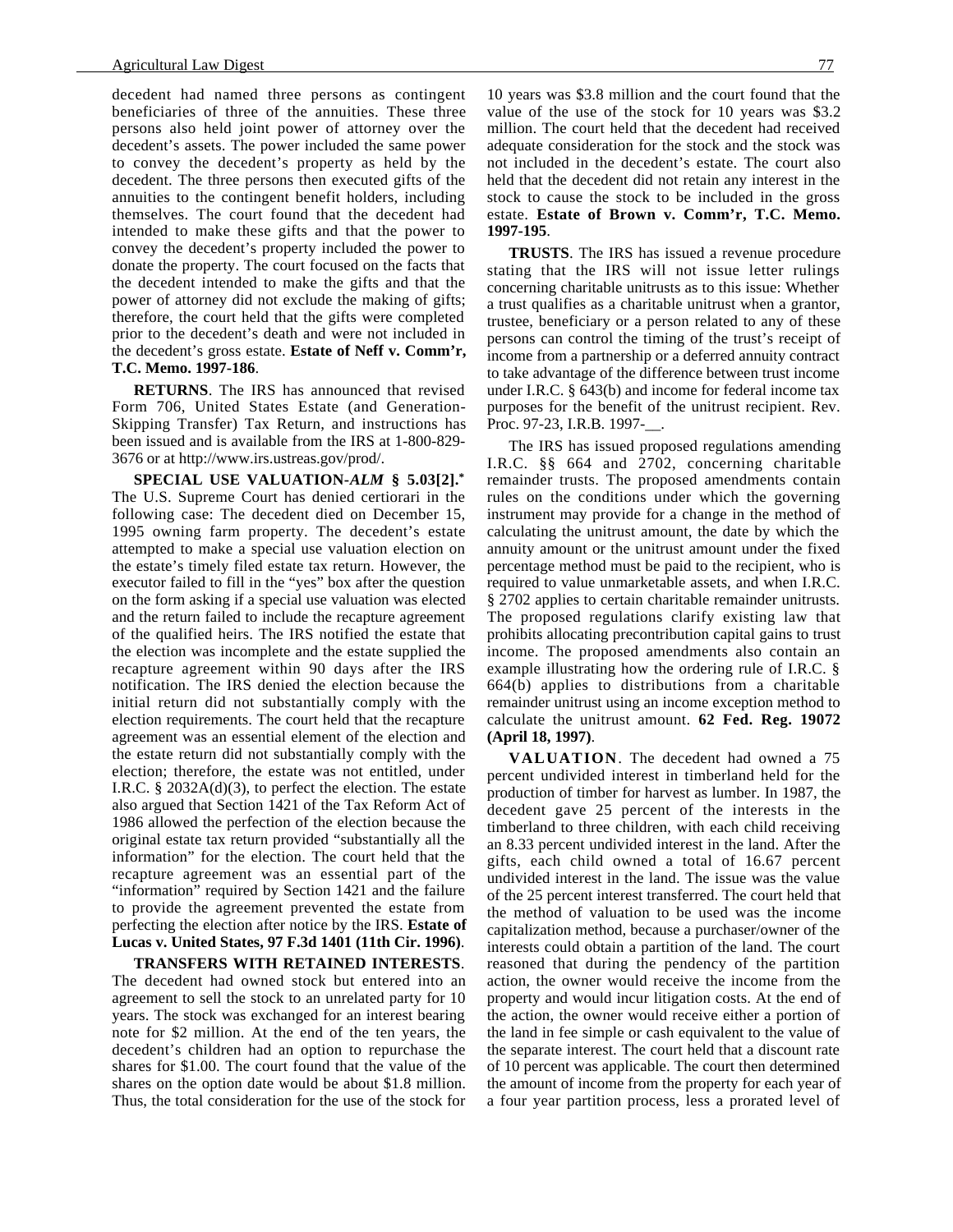decedent had named three persons as contingent beneficiaries of three of the annuities. These three persons also held joint power of attorney over the decedent's assets. The power included the same power to convey the decedent's property as held by the decedent. The three persons then executed gifts of the annuities to the contingent benefit holders, including themselves. The court found that the decedent had intended to make these gifts and that the power to convey the decedent's property included the power to donate the property. The court focused on the facts that the decedent intended to make the gifts and that the power of attorney did not exclude the making of gifts; therefore, the court held that the gifts were completed prior to the decedent's death and were not included in the decedent's gross estate. **Estate of Neff v. Comm'r, T.C. Memo. 1997-186**.

**RETURNS**. The IRS has announced that revised Form 706, United States Estate (and Generation-Skipping Transfer) Tax Return, and instructions has been issued and is available from the IRS at 1-800-829-3676 or at http://www.irs.ustreas.gov/prod/.

**SPECIAL USE VALUATION-*ALM* § 5.03[2].*** The U.S. Supreme Court has denied certiorari in the following case: The decedent died on December 15, 1995 owning farm property. The decedent's estate attempted to make a special use valuation election on the estate's timely filed estate tax return. However, the executor failed to fill in the "yes" box after the question on the form asking if a special use valuation was elected and the return failed to include the recapture agreement of the qualified heirs. The IRS notified the estate that the election was incomplete and the estate supplied the recapture agreement within 90 days after the IRS notification. The IRS denied the election because the initial return did not substantially comply with the election requirements. The court held that the recapture agreement was an essential element of the election and the estate return did not substantially comply with the election; therefore, the estate was not entitled, under I.R.C. § 2032A(d)(3), to perfect the election. The estate also argued that Section 1421 of the Tax Reform Act of 1986 allowed the perfection of the election because the original estate tax return provided "substantially all the information" for the election. The court held that the recapture agreement was an essential part of the "information" required by Section 1421 and the failure to provide the agreement prevented the estate from perfecting the election after notice by the IRS. **Estate of Lucas v. United States, 97 F.3d 1401 (11th Cir. 1996)**.

**TRANSFERS WITH RETAINED INTERESTS**. The decedent had owned stock but entered into an agreement to sell the stock to an unrelated party for 10 years. The stock was exchanged for an interest bearing note for $2 million. At the end of the ten years, the decedent's children had an option to repurchase the shares for $1.00. The court found that the value of the shares on the option date would be about $1.8 million. Thus, the total consideration for the use of the stock for 10 years was $3.8 million and the court found that the value of the use of the stock for 10 years was $3.2 million. The court held that the decedent had received adequate consideration for the stock and the stock was not included in the decedent's estate. The court also held that the decedent did not retain any interest in the stock to cause the stock to be included in the gross estate. **Estate of Brown v. Comm'r, T.C. Memo. 1997-195**.

**TRUSTS**. The IRS has issued a revenue procedure stating that the IRS will not issue letter rulings concerning charitable unitrusts as to this issue: Whether a trust qualifies as a charitable unitrust when a grantor, trustee, beneficiary or a person related to any of these persons can control the timing of the trust's receipt of income from a partnership or a deferred annuity contract to take advantage of the difference between trust income under I.R.C. § 643(b) and income for federal income tax purposes for the benefit of the unitrust recipient. Rev. Proc. 97-23, I.R.B. 1997-__.

The IRS has issued proposed regulations amending I.R.C. §§ 664 and 2702, concerning charitable remainder trusts. The proposed amendments contain rules on the conditions under which the governing instrument may provide for a change in the method of calculating the unitrust amount, the date by which the annuity amount or the unitrust amount under the fixed percentage method must be paid to the recipient, who is required to value unmarketable assets, and when I.R.C. § 2702 applies to certain charitable remainder unitrusts. The proposed regulations clarify existing law that prohibits allocating precontribution capital gains to trust income. The proposed amendments also contain an example illustrating how the ordering rule of I.R.C. § 664(b) applies to distributions from a charitable remainder unitrust using an income exception method to calculate the unitrust amount. **62 Fed. Reg. 19072 (April 18, 1997)**.

**VALUATION**. The decedent had owned a 75 percent undivided interest in timberland held for the production of timber for harvest as lumber. In 1987, the decedent gave 25 percent of the interests in the timberland to three children, with each child receiving an 8.33 percent undivided interest in the land. After the gifts, each child owned a total of 16.67 percent undivided interest in the land. The issue was the value of the 25 percent interest transferred. The court held that the method of valuation to be used was the income capitalization method, because a purchaser/owner of the interests could obtain a partition of the land. The court reasoned that during the pendency of the partition action, the owner would receive the income from the property and would incur litigation costs. At the end of the action, the owner would receive either a portion of the land in fee simple or cash equivalent to the value of the separate interest. The court held that a discount rate of 10 percent was applicable. The court then determined the amount of income from the property for each year of a four year partition process, less a prorated level of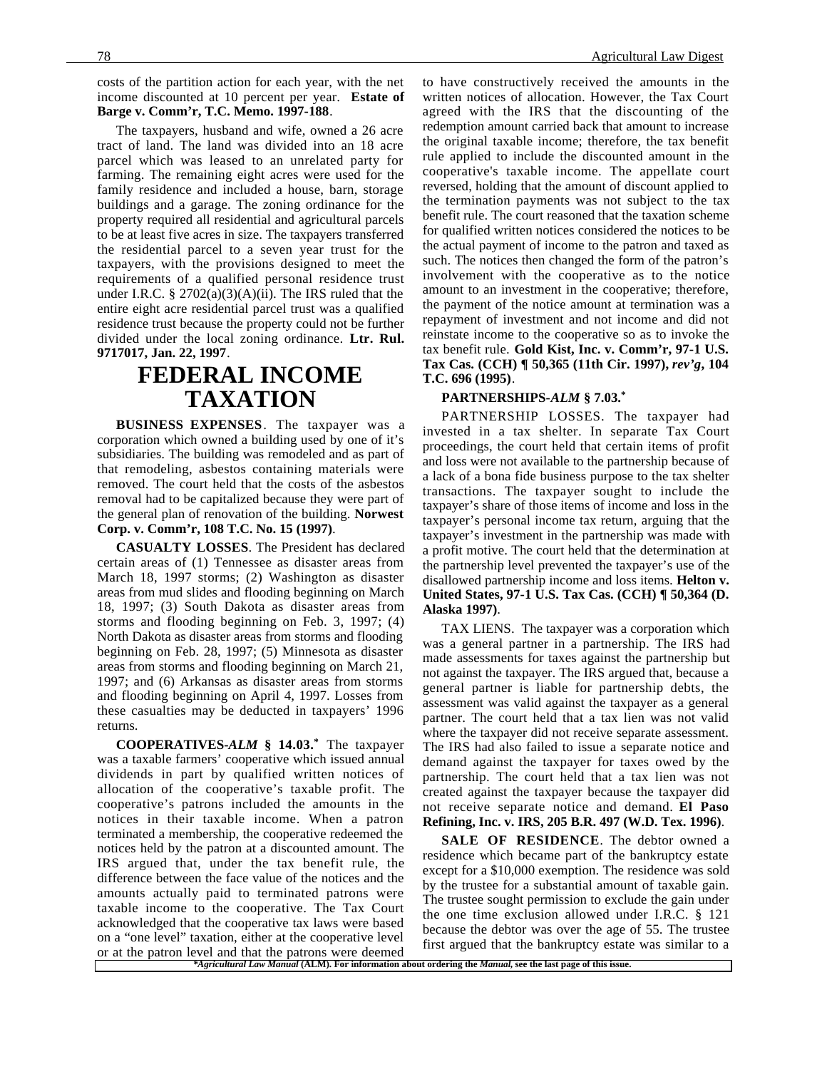costs of the partition action for each year, with the net income discounted at 10 percent per year. **Estate of Barge v. Comm'r, T.C. Memo. 1997-188**.

The taxpayers, husband and wife, owned a 26 acre tract of land. The land was divided into an 18 acre parcel which was leased to an unrelated party for farming. The remaining eight acres were used for the family residence and included a house, barn, storage buildings and a garage. The zoning ordinance for the property required all residential and agricultural parcels to be at least five acres in size. The taxpayers transferred the residential parcel to a seven year trust for the taxpayers, with the provisions designed to meet the requirements of a qualified personal residence trust under I.R.C. § 2702(a)(3)(A)(ii). The IRS ruled that the entire eight acre residential parcel trust was a qualified residence trust because the property could not be further divided under the local zoning ordinance. **Ltr. Rul. 9717017, Jan. 22, 1997**.

# FEDERAL INCOME TAXATION

**BUSINESS EXPENSES**. The taxpayer was a corporation which owned a building used by one of it's subsidiaries. The building was remodeled and as part of that remodeling, asbestos containing materials were removed. The court held that the costs of the asbestos removal had to be capitalized because they were part of the general plan of renovation of the building. **Norwest Corp. v. Comm'r, 108 T.C. No. 15 (1997)**.

**CASUALTY LOSSES**. The President has declared certain areas of (1) Tennessee as disaster areas from March 18, 1997 storms; (2) Washington as disaster areas from mud slides and flooding beginning on March 18, 1997; (3) South Dakota as disaster areas from storms and flooding beginning on Feb. 3, 1997; (4) North Dakota as disaster areas from storms and flooding beginning on Feb. 28, 1997; (5) Minnesota as disaster areas from storms and flooding beginning on March 21, 1997; and (6) Arkansas as disaster areas from storms and flooding beginning on April 4, 1997. Losses from these casualties may be deducted in taxpayers' 1996 returns.

**COOPERATIVES-*ALM* § 14.03.*** The taxpayer was a taxable farmers' cooperative which issued annual dividends in part by qualified written notices of allocation of the cooperative's taxable profit. The cooperative's patrons included the amounts in the notices in their taxable income. When a patron terminated a membership, the cooperative redeemed the notices held by the patron at a discounted amount. The IRS argued that, under the tax benefit rule, the difference between the face value of the notices and the amounts actually paid to terminated patrons were taxable income to the cooperative. The Tax Court acknowledged that the cooperative tax laws were based on a "one level" taxation, either at the cooperative level or at the patron level and that the patrons were deemed to have constructively received the amounts in the written notices of allocation. However, the Tax Court agreed with the IRS that the discounting of the redemption amount carried back that amount to increase the original taxable income; therefore, the tax benefit rule applied to include the discounted amount in the cooperative's taxable income. The appellate court reversed, holding that the amount of discount applied to the termination payments was not subject to the tax benefit rule. The court reasoned that the taxation scheme for qualified written notices considered the notices to be the actual payment of income to the patron and taxed as such. The notices then changed the form of the patron's involvement with the cooperative as to the notice amount to an investment in the cooperative; therefore, the payment of the notice amount at termination was a repayment of investment and not income and did not reinstate income to the cooperative so as to invoke the tax benefit rule. **Gold Kist, Inc. v. Comm'r, 97-1 U.S. Tax Cas. (CCH) ¶ 50,365 (11th Cir. 1997), *rev'g*, 104 T.C. 696 (1995)**.

**PARTNERSHIPS-*ALM* § 7.03.***

PARTNERSHIP LOSSES. The taxpayer had invested in a tax shelter. In separate Tax Court proceedings, the court held that certain items of profit and loss were not available to the partnership because of a lack of a bona fide business purpose to the tax shelter transactions. The taxpayer sought to include the taxpayer's share of those items of income and loss in the taxpayer's personal income tax return, arguing that the taxpayer's investment in the partnership was made with a profit motive. The court held that the determination at the partnership level prevented the taxpayer's use of the disallowed partnership income and loss items. **Helton v. United States, 97-1 U.S. Tax Cas. (CCH) ¶ 50,364 (D. Alaska 1997)**.

TAX LIENS. The taxpayer was a corporation which was a general partner in a partnership. The IRS had made assessments for taxes against the partnership but not against the taxpayer. The IRS argued that, because a general partner is liable for partnership debts, the assessment was valid against the taxpayer as a general partner. The court held that a tax lien was not valid where the taxpayer did not receive separate assessment. The IRS had also failed to issue a separate notice and demand against the taxpayer for taxes owed by the partnership. The court held that a tax lien was not created against the taxpayer because the taxpayer did not receive separate notice and demand. **El Paso Refining, Inc. v. IRS, 205 B.R. 497 (W.D. Tex. 1996)**.

**SALE OF RESIDENCE**. The debtor owned a residence which became part of the bankruptcy estate except for a $10,000 exemption. The residence was sold by the trustee for a substantial amount of taxable gain. The trustee sought permission to exclude the gain under the one time exclusion allowed under I.R.C. § 121 because the debtor was over the age of 55. The trustee first argued that the bankruptcy estate was similar to a

**\**Agricultural Law Manual* (ALM). For information about ordering the *Manual*, see the last page of this issue.**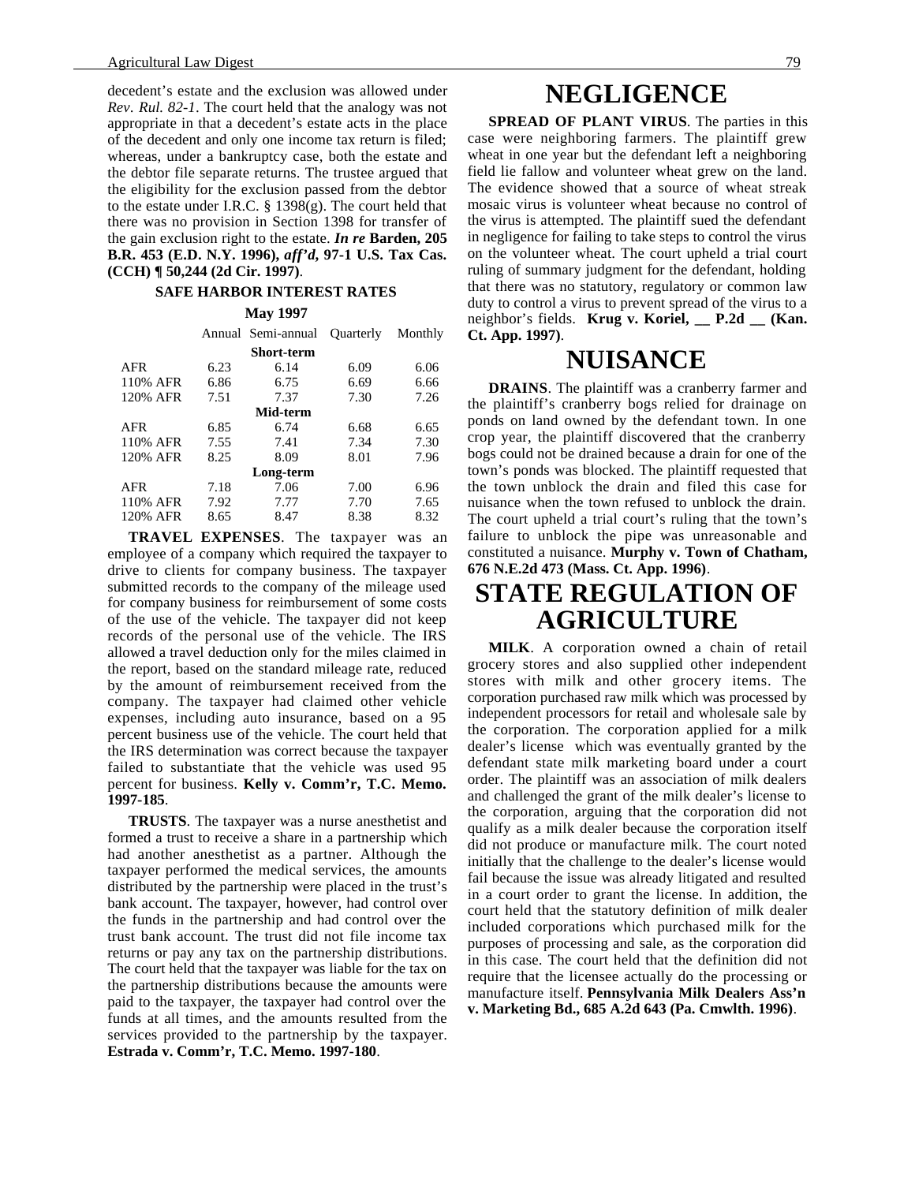decedent's estate and the exclusion was allowed under *Rev. Rul. 82-1*. The court held that the analogy was not appropriate in that a decedent's estate acts in the place of the decedent and only one income tax return is filed; whereas, under a bankruptcy case, both the estate and the debtor file separate returns. The trustee argued that the eligibility for the exclusion passed from the debtor to the estate under I.R.C. § 1398(g). The court held that there was no provision in Section 1398 for transfer of the gain exclusion right to the estate. ***In re* Barden, 205 B.R. 453 (E.D. N.Y. 1996), *aff'd*, 97-1 U.S. Tax Cas. (CCH) ¶ 50,244 (2d Cir. 1997)**.

**SAFE HARBOR INTEREST RATES**

**May 1997**

| | Annual | Semi-annual | Quarterly | Monthly |
|---|---|---|---|---|
| | | **Short-term** | | |
| AFR | 6.23 | 6.14 | 6.09 | 6.06 |
| 110% AFR | 6.86 | 6.75 | 6.69 | 6.66 |
| 120% AFR | 7.51 | 7.37 | 7.30 | 7.26 |
| | | **Mid-term** | | |
| AFR | 6.85 | 6.74 | 6.68 | 6.65 |
| 110% AFR | 7.55 | 7.41 | 7.34 | 7.30 |
| 120% AFR | 8.25 | 8.09 | 8.01 | 7.96 |
| | | **Long-term** | | |
| AFR | 7.18 | 7.06 | 7.00 | 6.96 |
| 110% AFR | 7.92 | 7.77 | 7.70 | 7.65 |
| 120% AFR | 8.65 | 8.47 | 8.38 | 8.32 |

**TRAVEL EXPENSES**. The taxpayer was an employee of a company which required the taxpayer to drive to clients for company business. The taxpayer submitted records to the company of the mileage used for company business for reimbursement of some costs of the use of the vehicle. The taxpayer did not keep records of the personal use of the vehicle. The IRS allowed a travel deduction only for the miles claimed in the report, based on the standard mileage rate, reduced by the amount of reimbursement received from the company. The taxpayer had claimed other vehicle expenses, including auto insurance, based on a 95 percent business use of the vehicle. The court held that the IRS determination was correct because the taxpayer failed to substantiate that the vehicle was used 95 percent for business. **Kelly v. Comm'r, T.C. Memo. 1997-185**.

**TRUSTS**. The taxpayer was a nurse anesthetist and formed a trust to receive a share in a partnership which had another anesthetist as a partner. Although the taxpayer performed the medical services, the amounts distributed by the partnership were placed in the trust's bank account. The taxpayer, however, had control over the funds in the partnership and had control over the trust bank account. The trust did not file income tax returns or pay any tax on the partnership distributions. The court held that the taxpayer was liable for the tax on the partnership distributions because the amounts were paid to the taxpayer, the taxpayer had control over the funds at all times, and the amounts resulted from the services provided to the partnership by the taxpayer. **Estrada v. Comm'r, T.C. Memo. 1997-180**.

# NEGLIGENCE

**SPREAD OF PLANT VIRUS**. The parties in this case were neighboring farmers. The plaintiff grew wheat in one year but the defendant left a neighboring field lie fallow and volunteer wheat grew on the land. The evidence showed that a source of wheat streak mosaic virus is volunteer wheat because no control of the virus is attempted. The plaintiff sued the defendant in negligence for failing to take steps to control the virus on the volunteer wheat. The court upheld a trial court ruling of summary judgment for the defendant, holding that there was no statutory, regulatory or common law duty to control a virus to prevent spread of the virus to a neighbor's fields. **Krug v. Koriel, __ P.2d __ (Kan. Ct. App. 1997)**.

# NUISANCE

**DRAINS**. The plaintiff was a cranberry farmer and the plaintiff's cranberry bogs relied for drainage on ponds on land owned by the defendant town. In one crop year, the plaintiff discovered that the cranberry bogs could not be drained because a drain for one of the town's ponds was blocked. The plaintiff requested that the town unblock the drain and filed this case for nuisance when the town refused to unblock the drain. The court upheld a trial court's ruling that the town's failure to unblock the pipe was unreasonable and constituted a nuisance. **Murphy v. Town of Chatham, 676 N.E.2d 473 (Mass. Ct. App. 1996)**.

# STATE REGULATION OF AGRICULTURE

**MILK**. A corporation owned a chain of retail grocery stores and also supplied other independent stores with milk and other grocery items. The corporation purchased raw milk which was processed by independent processors for retail and wholesale sale by the corporation. The corporation applied for a milk dealer's license which was eventually granted by the defendant state milk marketing board under a court order. The plaintiff was an association of milk dealers and challenged the grant of the milk dealer's license to the corporation, arguing that the corporation did not qualify as a milk dealer because the corporation itself did not produce or manufacture milk. The court noted initially that the challenge to the dealer's license would fail because the issue was already litigated and resulted in a court order to grant the license. In addition, the court held that the statutory definition of milk dealer included corporations which purchased milk for the purposes of processing and sale, as the corporation did in this case. The court held that the definition did not require that the licensee actually do the processing or manufacture itself. **Pennsylvania Milk Dealers Ass'n v. Marketing Bd., 685 A.2d 643 (Pa. Cmwlth. 1996)**.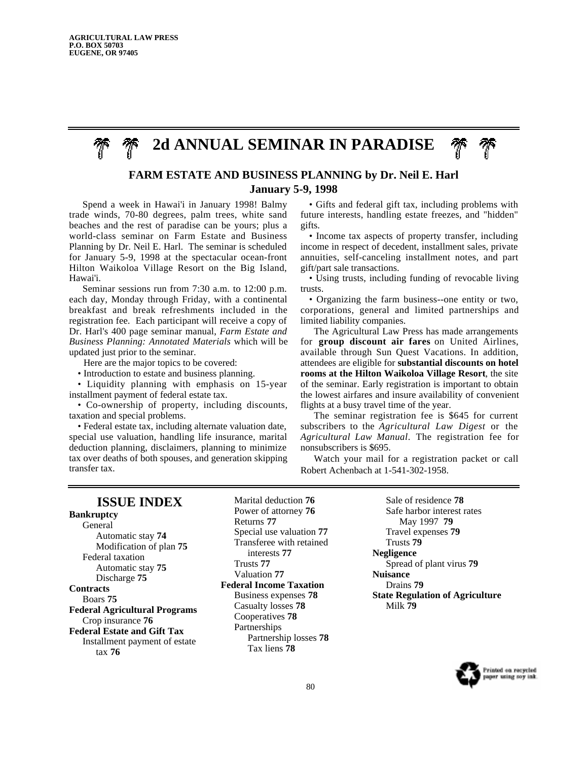AGRICULTURAL LAW PRESS
P.O. BOX 50703
EUGENE, OR 97405

# 2d ANNUAL SEMINAR IN PARADISE

## FARM ESTATE AND BUSINESS PLANNING by Dr. Neil E. Harl

### January 5-9, 1998

Spend a week in Hawai'i in January 1998! Balmy trade winds, 70-80 degrees, palm trees, white sand beaches and the rest of paradise can be yours; plus a world-class seminar on Farm Estate and Business Planning by Dr. Neil E. Harl. The seminar is scheduled for January 5-9, 1998 at the spectacular ocean-front Hilton Waikoloa Village Resort on the Big Island, Hawai'i.

Seminar sessions run from 7:30 a.m. to 12:00 p.m. each day, Monday through Friday, with a continental breakfast and break refreshments included in the registration fee. Each participant will receive a copy of Dr. Harl's 400 page seminar manual, *Farm Estate and Business Planning: Annotated Materials* which will be updated just prior to the seminar.

Here are the major topics to be covered:

- Introduction to estate and business planning.
- Liquidity planning with emphasis on 15-year installment payment of federal estate tax.
- Co-ownership of property, including discounts, taxation and special problems.
- Federal estate tax, including alternate valuation date, special use valuation, handling life insurance, marital deduction planning, disclaimers, planning to minimize tax over deaths of both spouses, and generation skipping transfer tax.
- Gifts and federal gift tax, including problems with future interests, handling estate freezes, and "hidden" gifts.
- Income tax aspects of property transfer, including income in respect of decedent, installment sales, private annuities, self-canceling installment notes, and part gift/part sale transactions.
- Using trusts, including funding of revocable living trusts.
- Organizing the farm business--one entity or two, corporations, general and limited partnerships and limited liability companies.

The Agricultural Law Press has made arrangements for **group discount air fares** on United Airlines, available through Sun Quest Vacations. In addition, attendees are eligible for **substantial discounts on hotel rooms at the Hilton Waikoloa Village Resort**, the site of the seminar. Early registration is important to obtain the lowest airfares and insure availability of convenient flights at a busy travel time of the year.

The seminar registration fee is $645 for current subscribers to the *Agricultural Law Digest* or the *Agricultural Law Manual*. The registration fee for nonsubscribers is $695.

Watch your mail for a registration packet or call Robert Achenbach at 1-541-302-1958.

## ISSUE INDEX

**Bankruptcy**
- General
  - Automatic stay **74**
  - Modification of plan **75**
- Federal taxation
  - Automatic stay **75**
  - Discharge **75**

**Contracts**
- Boars **75**

**Federal Agricultural Programs**
- Crop insurance **76**

**Federal Estate and Gift Tax**
- Installment payment of estate tax **76**
- Marital deduction **76**
- Power of attorney **76**
- Returns **77**
- Special use valuation **77**
- Transferee with retained interests **77**
- Trusts **77**
- Valuation **77**

**Federal Income Taxation**
- Business expenses **78**
- Casualty losses **78**
- Cooperatives **78**
- Partnerships
  - Partnership losses **78**
  - Tax liens **78**
- Sale of residence **78**
- Safe harbor interest rates May 1997 **79**
- Travel expenses **79**
- Trusts **79**

**Negligence**
- Spread of plant virus **79**

**Nuisance**
- Drains **79**

**State Regulation of Agriculture**
- Milk **79**

Printed on recycled paper using soy ink